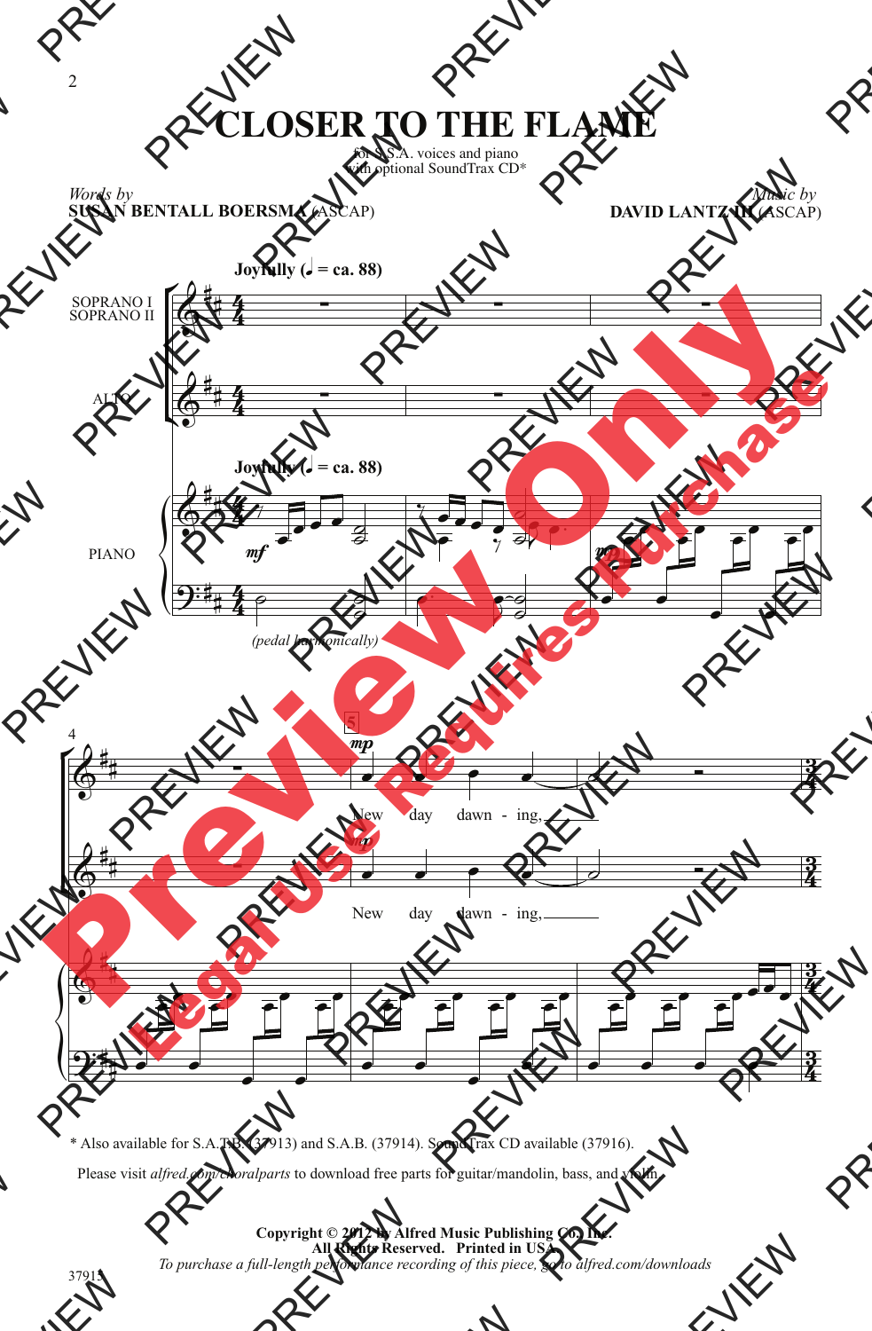# CLOSER TO THE FLAME

for S.S.A. voices and piano
with optional SoundTrax CD*

*Words by*
**SUSAN BENTALL BOERSMA** (ASCAP)

*Music by*
**DAVID LANTZ III** (ASCAP)

**Joyfully (♩ = ca. 88)**

SOPRANO I
SOPRANO II

ALTO

PIANO

*(pedal harmonically)*

New day dawn - ing,

New day dawn - ing,

\* Also available for S.A.T.B. (37913) and S.A.B. (37914). SoundTrax CD available (37916).

Please visit *alfred.com/choralparts* to download free parts for guitar/mandolin, bass, and violin.

**Copyright © 2012 by Alfred Music Publishing Co., Inc.**
**All Rights Reserved. Printed in USA.**
*To purchase a full-length performance recording of this piece, go to alfred.com/downloads*

37915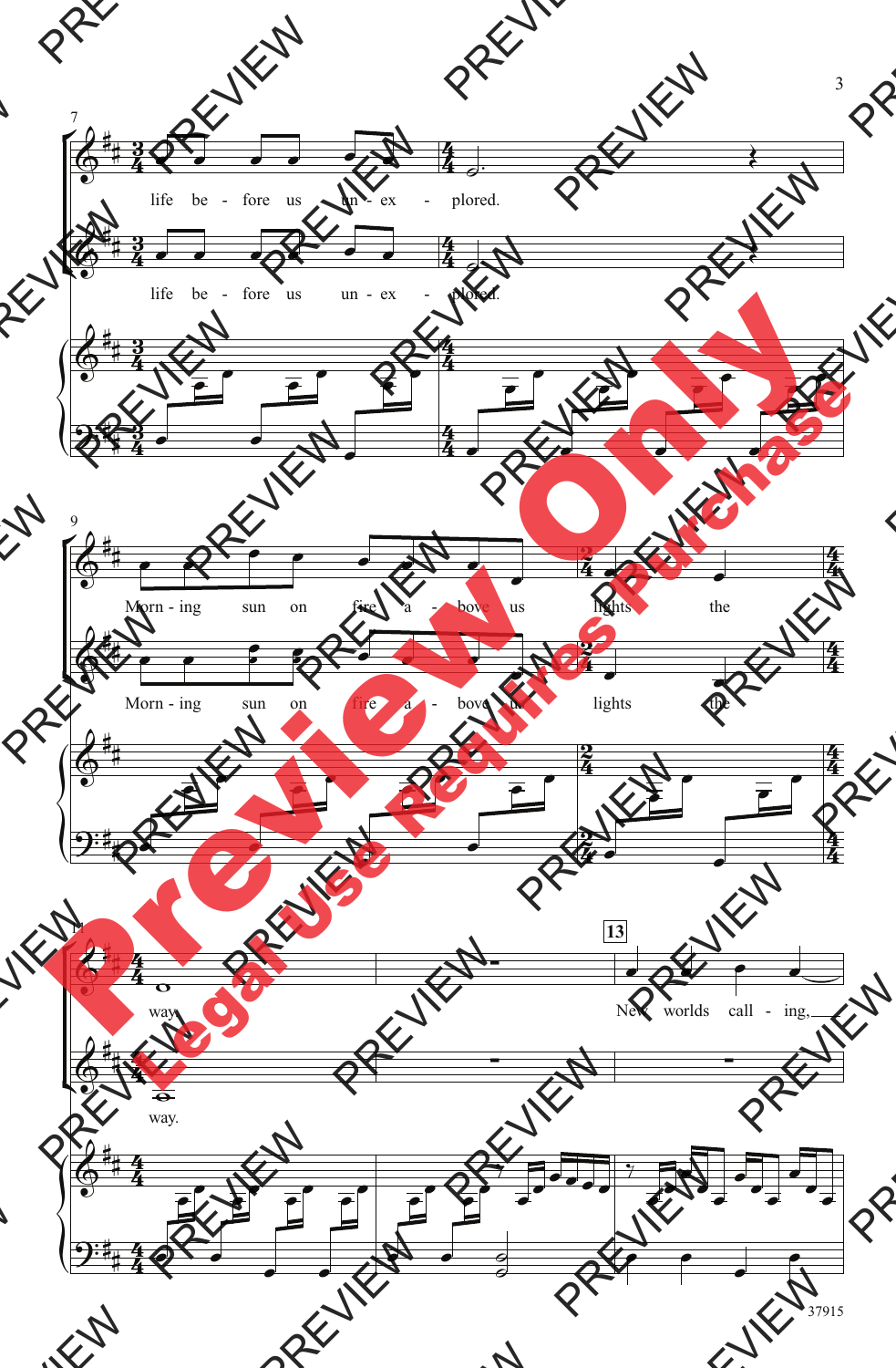life be - fore us un - ex - plored.

life be - fore us un - ex - plored.

Morn - ing sun on fire a - bove us lights the

Morn - ing sun on fire a - bove us lights the

way.

way.

13

New worlds call - ing,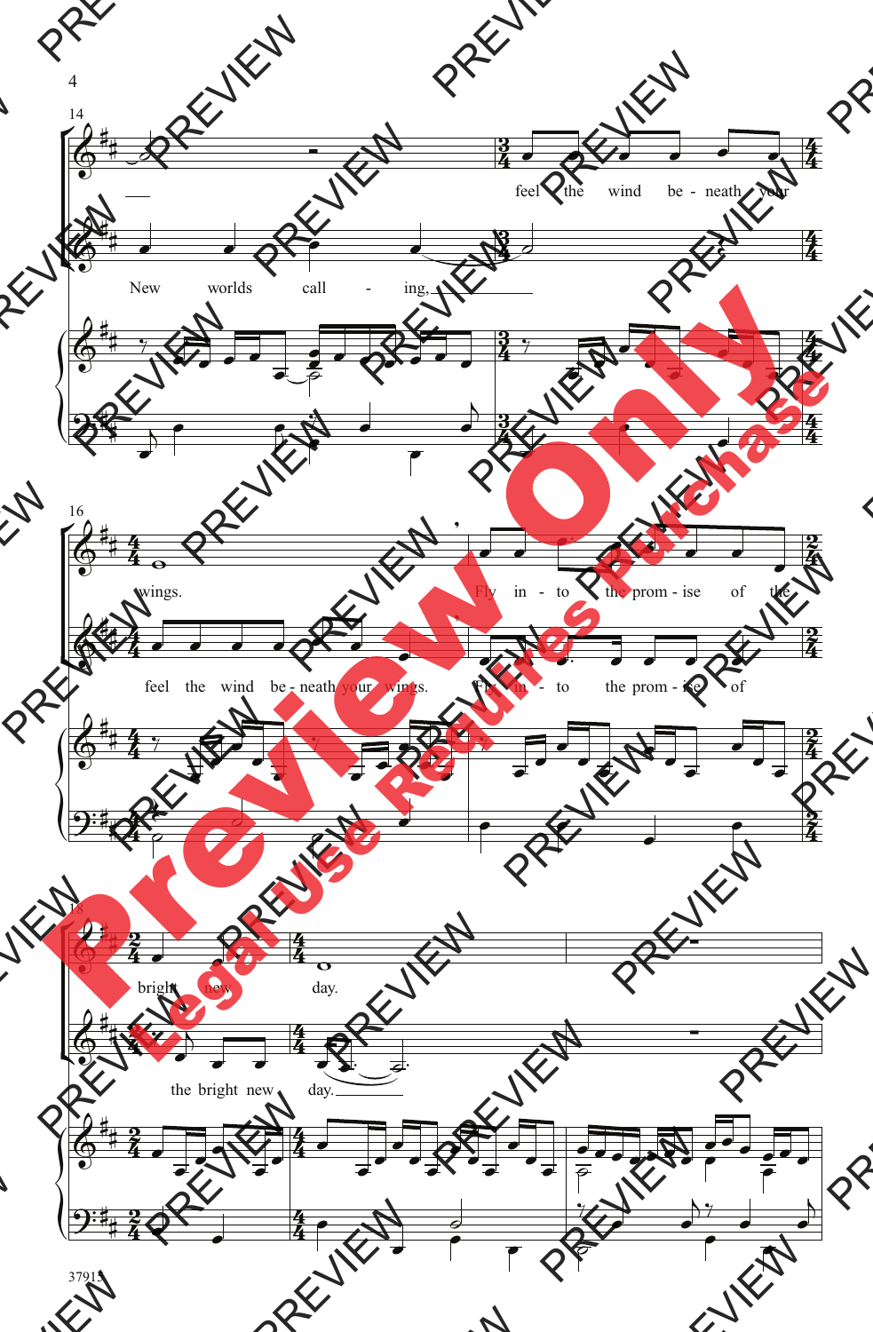14

feel the wind be - neath your

New worlds call - ing,

16

wings. Fly in - to the prom - ise of the

feel the wind be - neath your wings. Fly in - to the prom - ise of

18

bright new day.

the bright new day.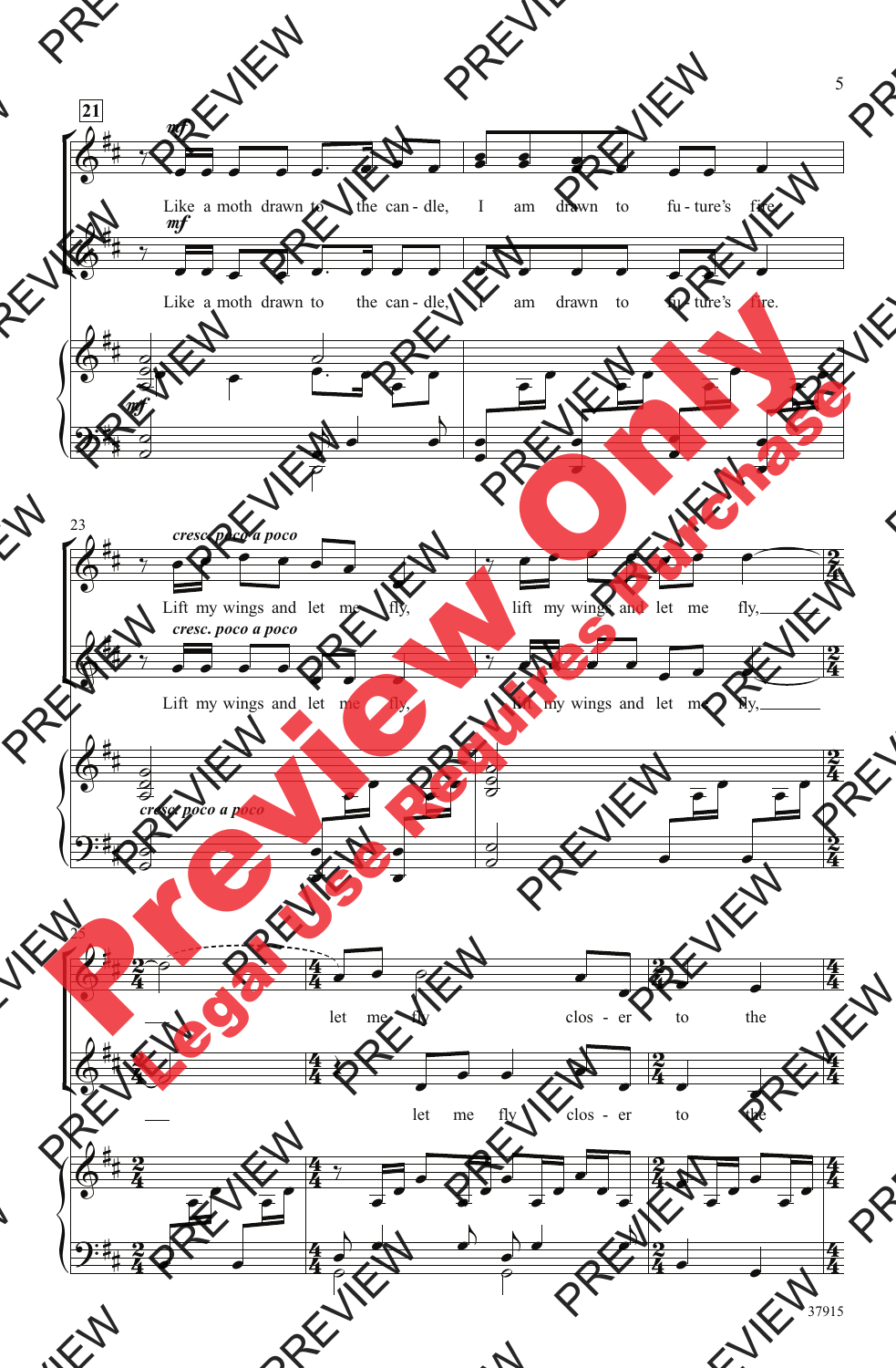**21**

*mf*

Like a moth drawn to the can - dle, I am drawn to fu - ture's fire.

*mf*

Like a moth drawn to the can - dle, I am drawn to fu - ture's fire.

*mf*

23

*cresc. poco a poco*

Lift my wings and let me fly, lift my wings and let me fly,

*cresc. poco a poco*

Lift my wings and let me fly, lift my wings and let me fly,

*cresc. poco a poco*

25

let me fly clos - er to the

let me fly clos - er to the

37915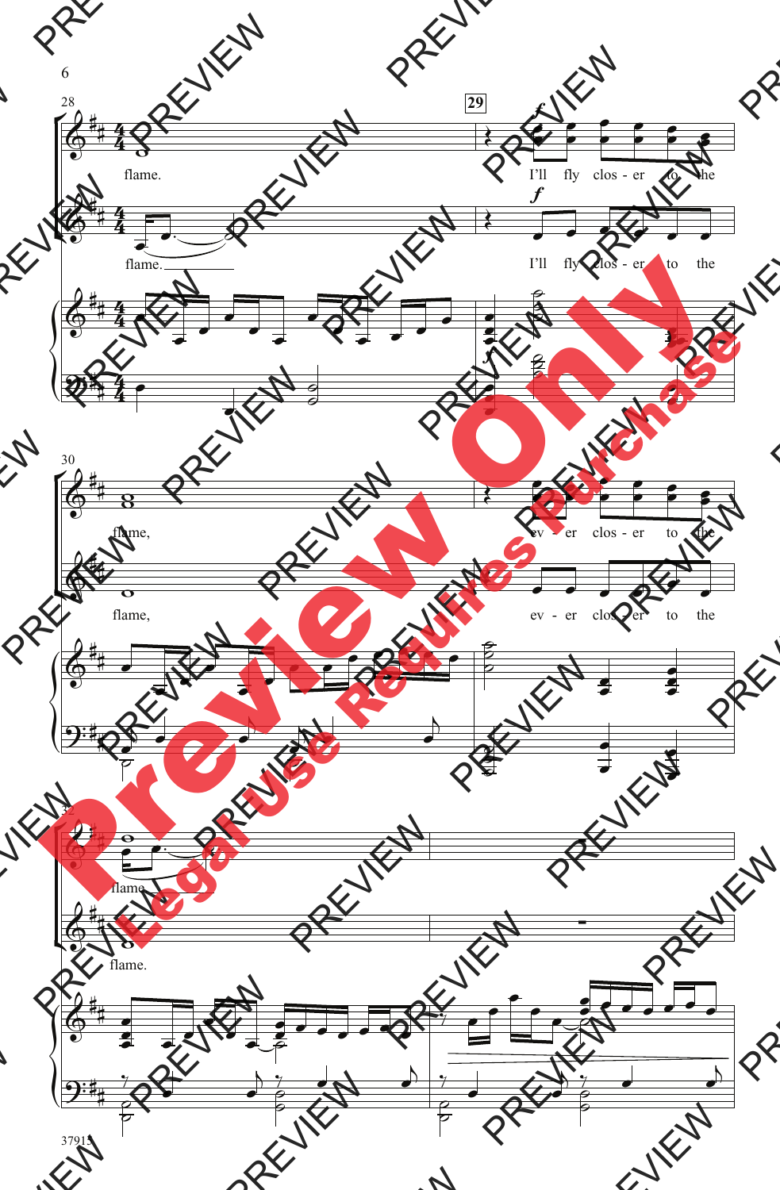flame.

flame.

I'll fly clos - er to the

I'll fly clos - er to the

flame,

flame,

ev - er clos - er to the

ev - er clos - er to the

flame.

flame.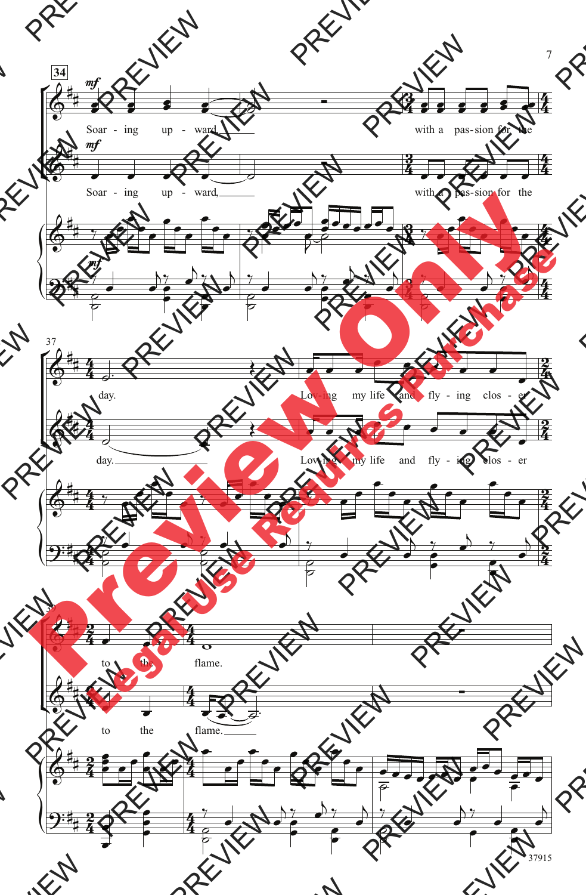34

*mf*

Soar - ing up - ward with a pas-sion for the

*mf*

Soar - ing up - ward with a pas-sion for the

*mf*

37

day. Lov-ing my life and fly - ing clos - er

day. Lov-ing my life and fly - ing clos - er

39

to the flame.

to the flame.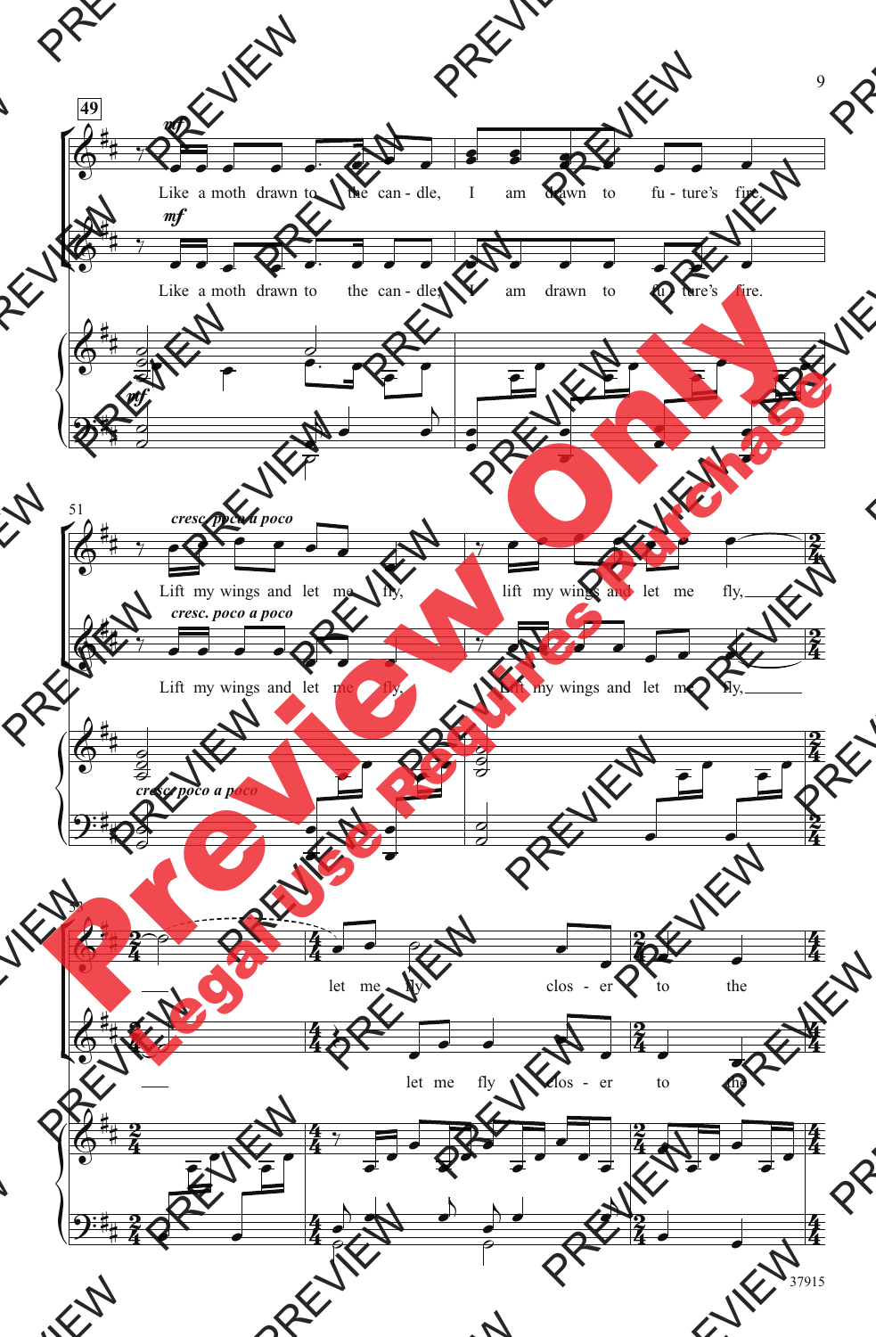**49**

*mf*

Like a moth drawn to the can - dle, I am drawn to fu - ture's fire.

*mf*

Like a moth drawn to the can - dle, I am drawn to fu - ture's fire.

*mf*

51

*cresc. poco a poco*

Lift my wings and let me fly, lift my wings and let me fly,

*cresc. poco a poco*

Lift my wings and let me fly, Lift my wings and let me fly,

*cresc. poco a poco*

53

let me fly clos - er to the

let me fly clos - er to the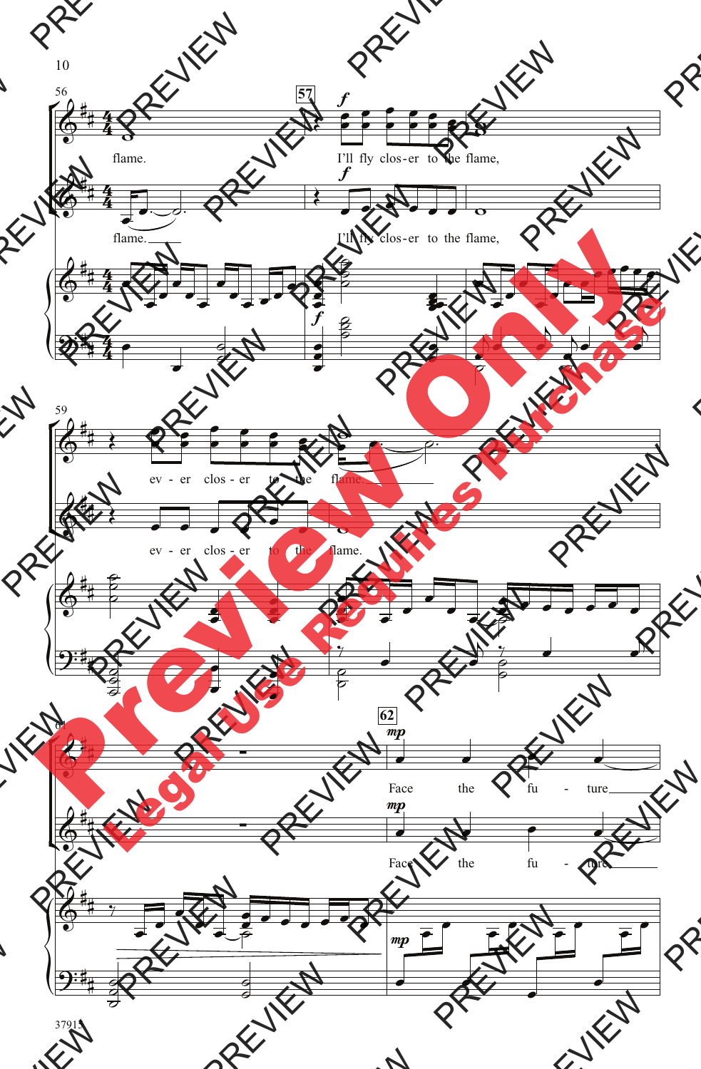56

flame.

57

*f*

I'll fly clos-er to the flame,

*f*

flame.

I'll fly clos-er to the flame,

*f*

59

ev - er clos - er to the flame.

ev - er clos - er to the flame.

62

*mp*

Face the fu - ture

*mp*

Face the fu - ture

*mp*